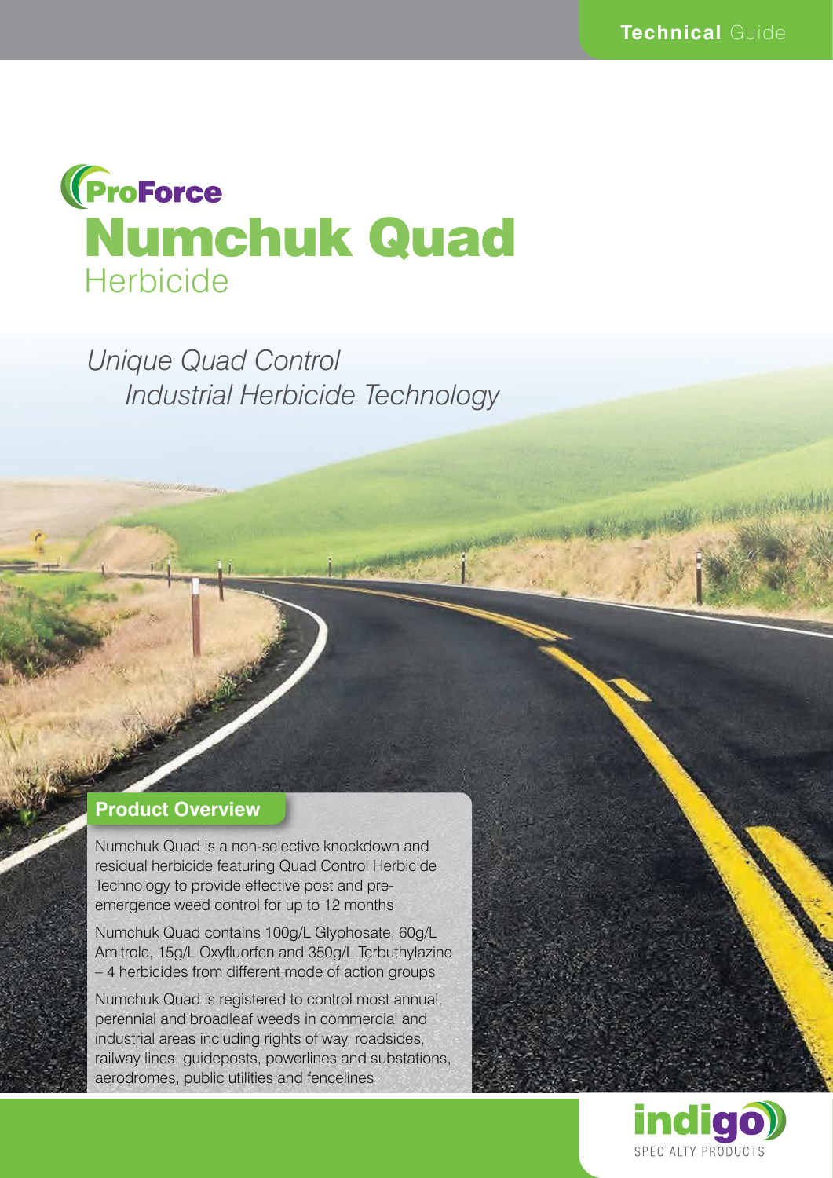Technical Guide

ProForce

# Numchuk Quad

Herbicide

*Unique Quad Control*
*Industrial Herbicide Technology*

## Product Overview

Numchuk Quad is a non-selective knockdown and residual herbicide featuring Quad Control Herbicide Technology to provide effective post and pre-emergence weed control for up to 12 months

Numchuk Quad contains 100g/L Glyphosate, 60g/L Amitrole, 15g/L Oxyfluorfen and 350g/L Terbuthylazine – 4 herbicides from different mode of action groups

Numchuk Quad is registered to control most annual, perennial and broadleaf weeds in commercial and industrial areas including rights of way, roadsides, railway lines, guideposts, powerlines and substations, aerodromes, public utilities and fencelines

indigo SPECIALTY PRODUCTS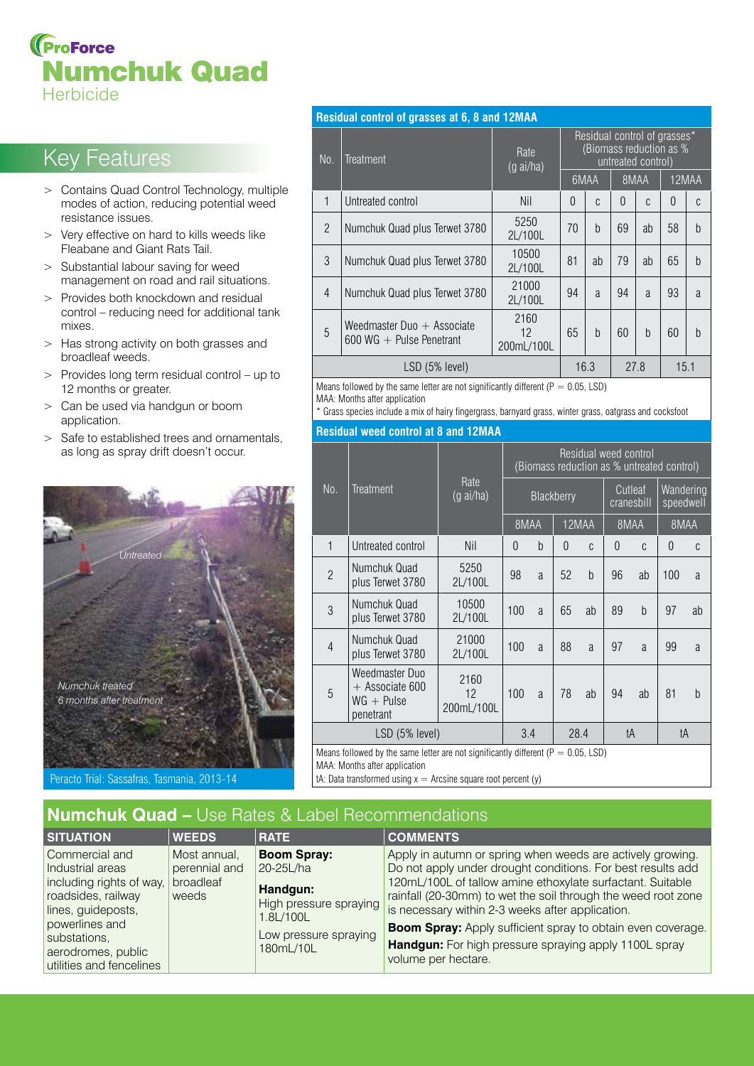ProForce

# Numchuk Quad

Herbicide

## Key Features

- Contains Quad Control Technology, multiple modes of action, reducing potential weed resistance issues.
- Very effective on hard to kills weeds like Fleabane and Giant Rats Tail.
- Substantial labour saving for weed management on road and rail situations.
- Provides both knockdown and residual control – reducing need for additional tank mixes.
- Has strong activity on both grasses and broadleaf weeds.
- Provides long term residual control – up to 12 months or greater.
- Can be used via handgun or boom application.
- Safe to established trees and ornamentals, as long as spray drift doesn't occur.

Untreated

Numchuk treated
6 months after treatment

Peracto Trial: Sassafras, Tasmania, 2013-14

### Residual control of grasses at 6, 8 and 12MAA

| No. | Treatment | Rate (g ai/ha) | Residual control of grasses* (Biomass reduction as % untreated control) | | | | | |
|---|---|---|---|---|---|---|---|---|
| | | | 6MAA | | 8MAA | | 12MAA | |
| 1 | Untreated control | Nil | 0 | c | 0 | c | 0 | c |
| 2 | Numchuk Quad plus Terwet 3780 | 5250 2L/100L | 70 | b | 69 | ab | 58 | b |
| 3 | Numchuk Quad plus Terwet 3780 | 10500 2L/100L | 81 | ab | 79 | ab | 65 | b |
| 4 | Numchuk Quad plus Terwet 3780 | 21000 2L/100L | 94 | a | 94 | a | 93 | a |
| 5 | Weedmaster Duo + Associate 600 WG + Pulse Penetrant | 2160 12 200mL/100L | 65 | b | 60 | b | 60 | b |
| LSD (5% level) | | | 16.3 | | 27.8 | | 15.1 | |

Means followed by the same letter are not significantly different (P = 0.05, LSD)
MAA: Months after application
* Grass species include a mix of hairy fingergrass, barnyard grass, winter grass, oatgrass and cocksfoot

### Residual weed control at 8 and 12MAA

| No. | Treatment | Rate (g ai/ha) | Residual weed control (Biomass reduction as % untreated control) | | | | | | | |
|---|---|---|---|---|---|---|---|---|---|---|
| | | | Blackberry | | | | Cutleaf cranesbill | | Wandering speedwell | |
| | | | 8MAA | | 12MAA | | 8MAA | | 8MAA | |
| 1 | Untreated control | Nil | 0 | b | 0 | c | 0 | c | 0 | c |
| 2 | Numchuk Quad plus Terwet 3780 | 5250 2L/100L | 98 | a | 52 | b | 96 | ab | 100 | a |
| 3 | Numchuk Quad plus Terwet 3780 | 10500 2L/100L | 100 | a | 65 | ab | 89 | b | 97 | ab |
| 4 | Numchuk Quad plus Terwet 3780 | 21000 2L/100L | 100 | a | 88 | a | 97 | a | 99 | a |
| 5 | Weedmaster Duo + Associate 600 WG + Pulse penetrant | 2160 12 200mL/100L | 100 | a | 78 | ab | 94 | ab | 81 | b |
| LSD (5% level) | | | 3.4 | | 28.4 | | tA | | tA | |

Means followed by the same letter are not significantly different (P = 0.05, LSD)
MAA: Months after application
tA: Data transformed using x = Arcsine square root percent (y)

## Numchuk Quad – Use Rates & Label Recommendations

| SITUATION | WEEDS | RATE | COMMENTS |
|---|---|---|---|
| Commercial and Industrial areas including rights of way, roadsides, railway lines, guideposts, powerlines and substations, aerodromes, public utilities and fencelines | Most annual, perennial and broadleaf weeds | **Boom Spray:** 20-25L/ha<br>**Handgun:** High pressure spraying 1.8L/100L<br>Low pressure spraying 180mL/10L | Apply in autumn or spring when weeds are actively growing. Do not apply under drought conditions. For best results add 120mL/100L of tallow amine ethoxylate surfactant. Suitable rainfall (20-30mm) to wet the soil through the weed root zone is necessary within 2-3 weeks after application.<br>**Boom Spray:** Apply sufficient spray to obtain even coverage.<br>**Handgun:** For high pressure spraying apply 1100L spray volume per hectare. |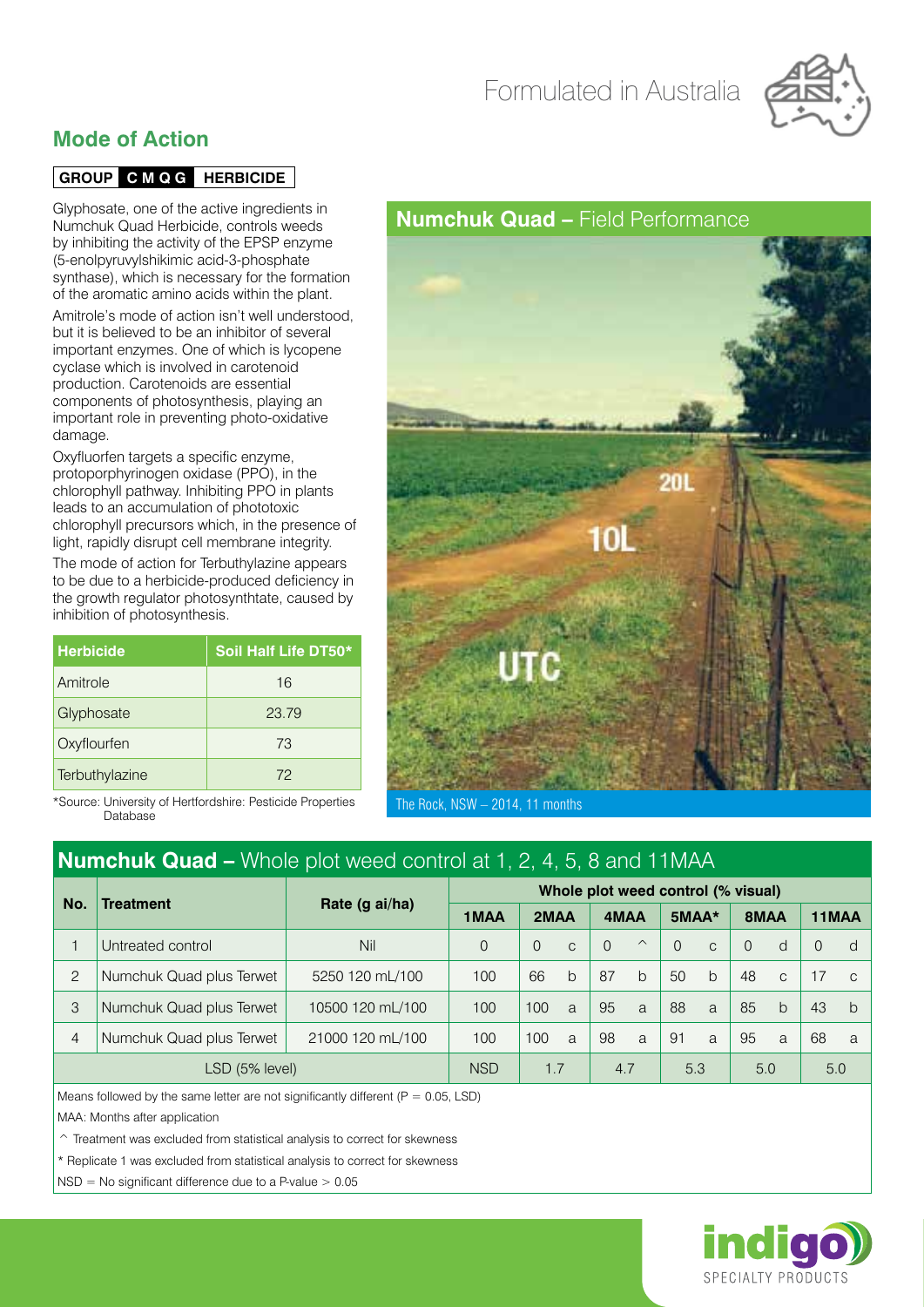Formulated in Australia

## Mode of Action

**GROUP C M Q G HERBICIDE**

Glyphosate, one of the active ingredients in Numchuk Quad Herbicide, controls weeds by inhibiting the activity of the EPSP enzyme (5-enolpyruvylshikimic acid-3-phosphate synthase), which is necessary for the formation of the aromatic amino acids within the plant.

Amitrole's mode of action isn't well understood, but it is believed to be an inhibitor of several important enzymes. One of which is lycopene cyclase which is involved in carotenoid production. Carotenoids are essential components of photosynthesis, playing an important role in preventing photo-oxidative damage.

Oxyfluorfen targets a specific enzyme, protoporphyrinogen oxidase (PPO), in the chlorophyll pathway. Inhibiting PPO in plants leads to an accumulation of phototoxic chlorophyll precursors which, in the presence of light, rapidly disrupt cell membrane integrity.

The mode of action for Terbuthylazine appears to be due to a herbicide-produced deficiency in the growth regulator photosynthtate, caused by inhibition of photosynthesis.

| Herbicide | Soil Half Life DT50* |
|---|---|
| Amitrole | 16 |
| Glyphosate | 23.79 |
| Oxyflourfen | 73 |
| Terbuthylazine | 72 |

*Source: University of Hertfordshire: Pesticide Properties Database

## Numchuk Quad – Field Performance

UTC

10L

20L

The Rock, NSW – 2014, 11 months

## Numchuk Quad – Whole plot weed control at 1, 2, 4, 5, 8 and 11MAA

| No. | Treatment | Rate (g ai/ha) | Whole plot weed control (% visual) | | | | | | | | | | |
|---|---|---|---|---|---|---|---|---|---|---|---|---|---|
| | | | 1MAA | 2MAA | | 4MAA | | 5MAA* | | 8MAA | | 11MAA | |
| 1 | Untreated control | Nil | 0 | 0 | c | 0 | ^ | 0 | c | 0 | d | 0 | d |
| 2 | Numchuk Quad plus Terwet | 5250 120 mL/100 | 100 | 66 | b | 87 | b | 50 | b | 48 | c | 17 | c |
| 3 | Numchuk Quad plus Terwet | 10500 120 mL/100 | 100 | 100 | a | 95 | a | 88 | a | 85 | b | 43 | b |
| 4 | Numchuk Quad plus Terwet | 21000 120 mL/100 | 100 | 100 | a | 98 | a | 91 | a | 95 | a | 68 | a |
| LSD (5% level) | | | NSD | 1.7 | | 4.7 | | 5.3 | | 5.0 | | 5.0 | |

Means followed by the same letter are not significantly different ($P = 0.05$, LSD)

MAA: Months after application

^ Treatment was excluded from statistical analysis to correct for skewness

* Replicate 1 was excluded from statistical analysis to correct for skewness

NSD = No significant difference due to a P-value > 0.05

indigo SPECIALTY PRODUCTS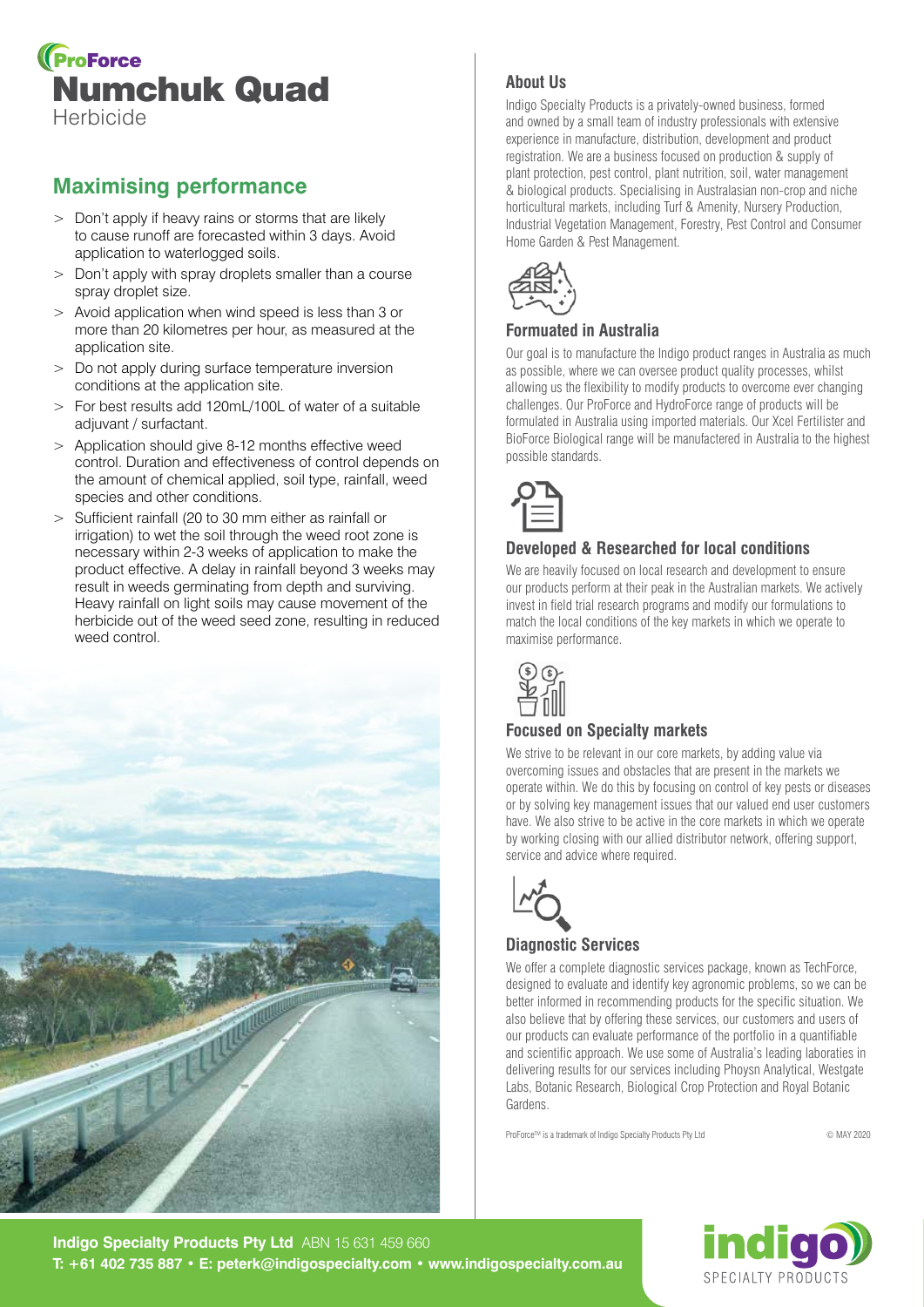# ProForce Numchuk Quad

Herbicide

## Maximising performance

- Don't apply if heavy rains or storms that are likely to cause runoff are forecasted within 3 days. Avoid application to waterlogged soils.
- Don't apply with spray droplets smaller than a course spray droplet size.
- Avoid application when wind speed is less than 3 or more than 20 kilometres per hour, as measured at the application site.
- Do not apply during surface temperature inversion conditions at the application site.
- For best results add 120mL/100L of water of a suitable adjuvant / surfactant.
- Application should give 8-12 months effective weed control. Duration and effectiveness of control depends on the amount of chemical applied, soil type, rainfall, weed species and other conditions.
- Sufficient rainfall (20 to 30 mm either as rainfall or irrigation) to wet the soil through the weed root zone is necessary within 2-3 weeks of application to make the product effective. A delay in rainfall beyond 3 weeks may result in weeds germinating from depth and surviving. Heavy rainfall on light soils may cause movement of the herbicide out of the weed seed zone, resulting in reduced weed control.

### About Us

Indigo Specialty Products is a privately-owned business, formed and owned by a small team of industry professionals with extensive experience in manufacture, distribution, development and product registration. We are a business focused on production & supply of plant protection, pest control, plant nutrition, soil, water management & biological products. Specialising in Australasian non-crop and niche horticultural markets, including Turf & Amenity, Nursery Production, Industrial Vegetation Management, Forestry, Pest Control and Consumer Home Garden & Pest Management.

### Formuated in Australia

Our goal is to manufacture the Indigo product ranges in Australia as much as possible, where we can oversee product quality processes, whilst allowing us the flexibility to modify products to overcome ever changing challenges. Our ProForce and HydroForce range of products will be formulated in Australia using imported materials. Our Xcel Fertilister and BioForce Biological range will be manufactered in Australia to the highest possible standards.

### Developed & Researched for local conditions

We are heavily focused on local research and development to ensure our products perform at their peak in the Australian markets. We actively invest in field trial research programs and modify our formulations to match the local conditions of the key markets in which we operate to maximise performance.

### Focused on Specialty markets

We strive to be relevant in our core markets, by adding value via overcoming issues and obstacles that are present in the markets we operate within. We do this by focusing on control of key pests or diseases or by solving key management issues that our valued end user customers have. We also strive to be active in the core markets in which we operate by working closing with our allied distributor network, offering support, service and advice where required.

### Diagnostic Services

We offer a complete diagnostic services package, known as TechForce, designed to evaluate and identify key agronomic problems, so we can be better informed in recommending products for the specific situation. We also believe that by offering these services, our customers and users of our products can evaluate performance of the portfolio in a quantifiable and scientific approach. We use some of Australia's leading laboraties in delivering results for our services including Phoysn Analytical, Westgate Labs, Botanic Research, Biological Crop Protection and Royal Botanic Gardens.

ProForce™ is a trademark of Indigo Specialty Products Pty Ltd © MAY 2020

**Indigo Specialty Products Pty Ltd** ABN 15 631 459 660
**T: +61 402 735 887 • E: peterk@indigospecialty.com • www.indigospecialty.com.au**

indigo SPECIALTY PRODUCTS